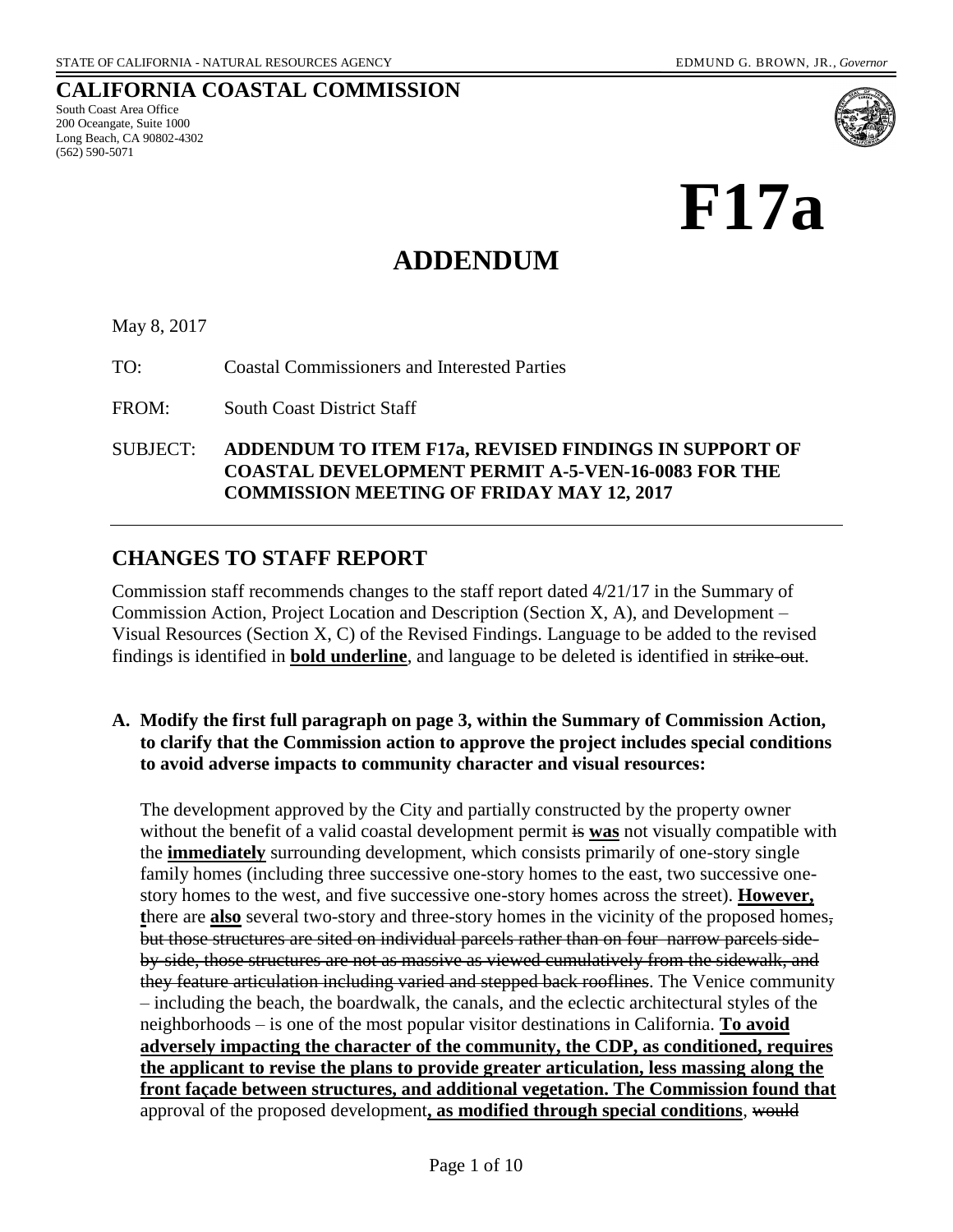STATE OF CALIFORNIA - NATURAL RESOURCES AGENCY

EDMUND G. BROWN, JR., *Governor*

# CALIFORNIA COASTAL COMMISSION

South Coast Area Office
200 Oceangate, Suite 1000
Long Beach, CA 90802-4302
(562) 590-5071

# F17a

# ADDENDUM

May 8, 2017

TO: Coastal Commissioners and Interested Parties

FROM: South Coast District Staff

SUBJECT: **ADDENDUM TO ITEM F17a, REVISED FINDINGS IN SUPPORT OF COASTAL DEVELOPMENT PERMIT A-5-VEN-16-0083 FOR THE COMMISSION MEETING OF FRIDAY MAY 12, 2017**

## CHANGES TO STAFF REPORT

Commission staff recommends changes to the staff report dated 4/21/17 in the Summary of Commission Action, Project Location and Description (Section X, A), and Development – Visual Resources (Section X, C) of the Revised Findings. Language to be added to the revised findings is identified in **<u>bold underline</u>**, and language to be deleted is identified in ~~strike-out~~.

**A. Modify the first full paragraph on page 3, within the Summary of Commission Action, to clarify that the Commission action to approve the project includes special conditions to avoid adverse impacts to community character and visual resources:**

The development approved by the City and partially constructed by the property owner without the benefit of a valid coastal development permit ~~is~~ **<u>was</u>** not visually compatible with the **<u>immediately</u>** surrounding development, which consists primarily of one-story single family homes (including three successive one-story homes to the east, two successive one-story homes to the west, and five successive one-story homes across the street). **<u>However, t</u>**here are **<u>also</u>** several two-story and three-story homes in the vicinity of the proposed homes~~, but those structures are sited on individual parcels rather than on four narrow parcels side-by-side, those structures are not as massive as viewed cumulatively from the sidewalk, and they feature articulation including varied and stepped back rooflines~~. The Venice community – including the beach, the boardwalk, the canals, and the eclectic architectural styles of the neighborhoods – is one of the most popular visitor destinations in California. **<u>To avoid adversely impacting the character of the community, the CDP, as conditioned, requires the applicant to revise the plans to provide greater articulation, less massing along the front façade between structures, and additional vegetation. The Commission found that</u>** approval of the proposed development**<u>, as modified through special conditions</u>**, ~~would~~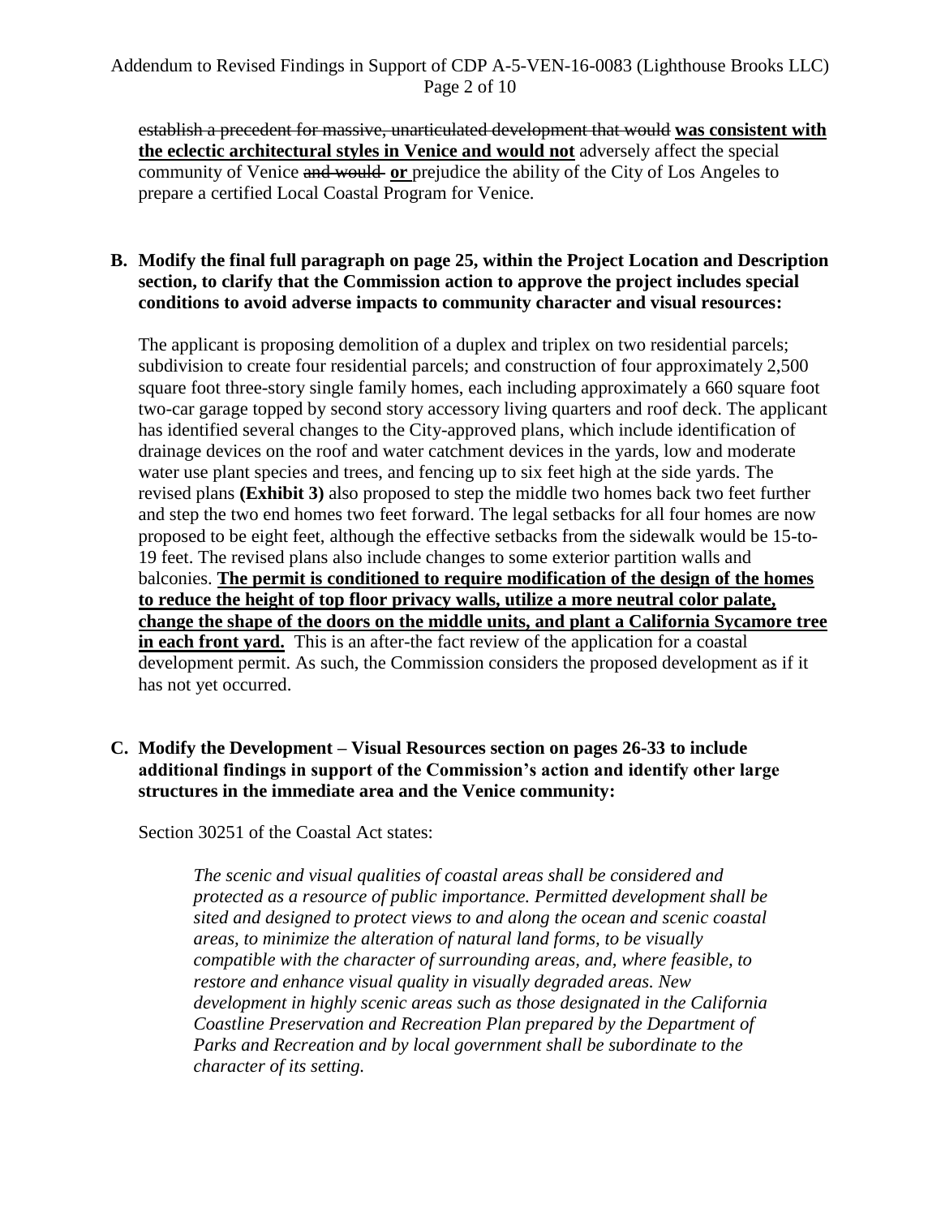~~establish a precedent for massive, unarticulated development that would~~ **<u>was consistent with the eclectic architectural styles in Venice and would not</u>** adversely affect the special community of Venice ~~and would~~ **<u>or</u>** prejudice the ability of the City of Los Angeles to prepare a certified Local Coastal Program for Venice.

**B. Modify the final full paragraph on page 25, within the Project Location and Description section, to clarify that the Commission action to approve the project includes special conditions to avoid adverse impacts to community character and visual resources:**

The applicant is proposing demolition of a duplex and triplex on two residential parcels; subdivision to create four residential parcels; and construction of four approximately 2,500 square foot three-story single family homes, each including approximately a 660 square foot two-car garage topped by second story accessory living quarters and roof deck. The applicant has identified several changes to the City-approved plans, which include identification of drainage devices on the roof and water catchment devices in the yards, low and moderate water use plant species and trees, and fencing up to six feet high at the side yards. The revised plans **(Exhibit 3)** also proposed to step the middle two homes back two feet further and step the two end homes two feet forward. The legal setbacks for all four homes are now proposed to be eight feet, although the effective setbacks from the sidewalk would be 15-to-19 feet. The revised plans also include changes to some exterior partition walls and balconies. **<u>The permit is conditioned to require modification of the design of the homes to reduce the height of top floor privacy walls, utilize a more neutral color palate, change the shape of the doors on the middle units, and plant a California Sycamore tree in each front yard.</u>** This is an after-the fact review of the application for a coastal development permit. As such, the Commission considers the proposed development as if it has not yet occurred.

**C. Modify the Development – Visual Resources section on pages 26-33 to include additional findings in support of the Commission's action and identify other large structures in the immediate area and the Venice community:**

Section 30251 of the Coastal Act states:

> *The scenic and visual qualities of coastal areas shall be considered and protected as a resource of public importance. Permitted development shall be sited and designed to protect views to and along the ocean and scenic coastal areas, to minimize the alteration of natural land forms, to be visually compatible with the character of surrounding areas, and, where feasible, to restore and enhance visual quality in visually degraded areas. New development in highly scenic areas such as those designated in the California Coastline Preservation and Recreation Plan prepared by the Department of Parks and Recreation and by local government shall be subordinate to the character of its setting.*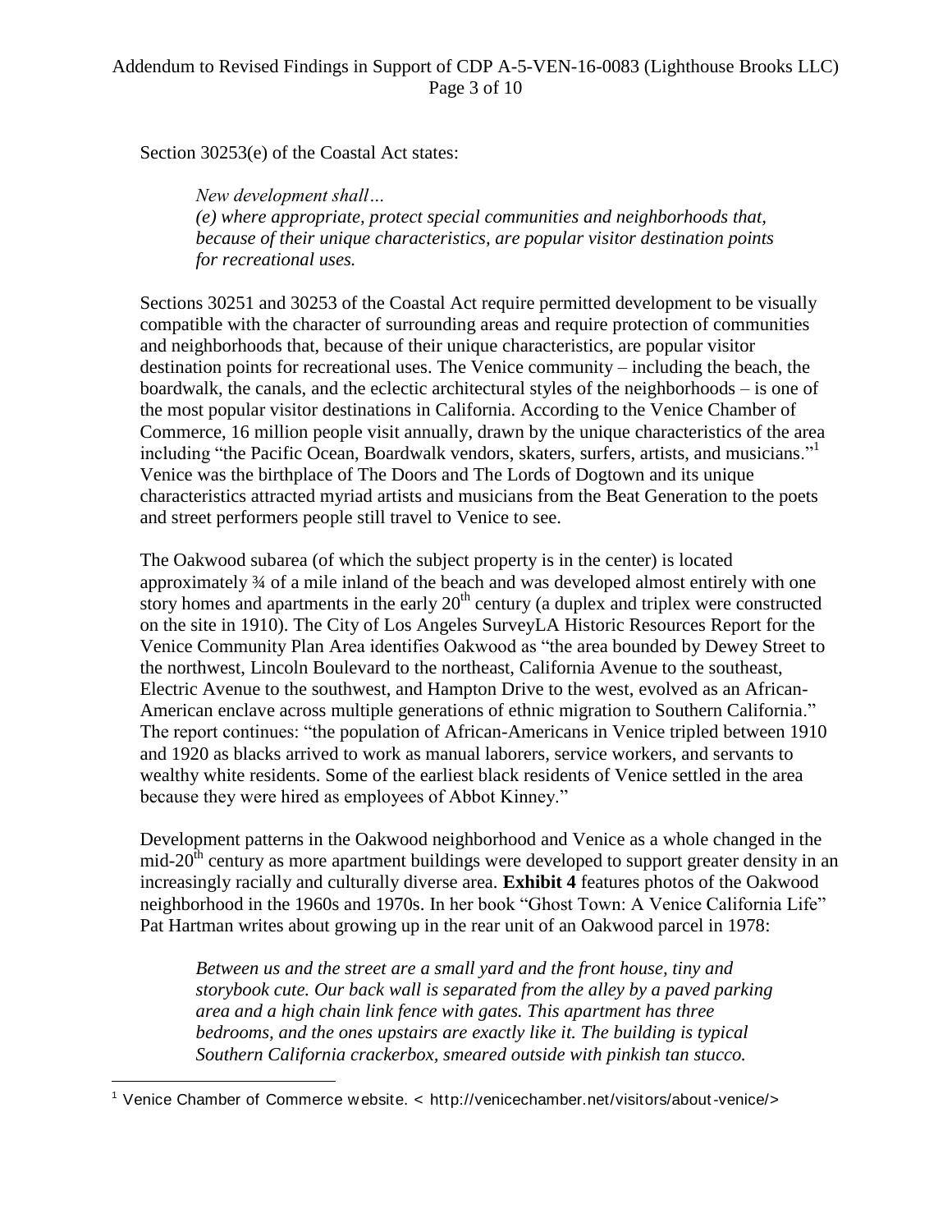Section 30253(e) of the Coastal Act states:

> *New development shall…*
> *(e) where appropriate, protect special communities and neighborhoods that, because of their unique characteristics, are popular visitor destination points for recreational uses.*

Sections 30251 and 30253 of the Coastal Act require permitted development to be visually compatible with the character of surrounding areas and require protection of communities and neighborhoods that, because of their unique characteristics, are popular visitor destination points for recreational uses. The Venice community – including the beach, the boardwalk, the canals, and the eclectic architectural styles of the neighborhoods – is one of the most popular visitor destinations in California. According to the Venice Chamber of Commerce, 16 million people visit annually, drawn by the unique characteristics of the area including "the Pacific Ocean, Boardwalk vendors, skaters, surfers, artists, and musicians."[1] Venice was the birthplace of The Doors and The Lords of Dogtown and its unique characteristics attracted myriad artists and musicians from the Beat Generation to the poets and street performers people still travel to Venice to see.

The Oakwood subarea (of which the subject property is in the center) is located approximately ¾ of a mile inland of the beach and was developed almost entirely with one story homes and apartments in the early 20th century (a duplex and triplex were constructed on the site in 1910). The City of Los Angeles SurveyLA Historic Resources Report for the Venice Community Plan Area identifies Oakwood as "the area bounded by Dewey Street to the northwest, Lincoln Boulevard to the northeast, California Avenue to the southeast, Electric Avenue to the southwest, and Hampton Drive to the west, evolved as an African-American enclave across multiple generations of ethnic migration to Southern California." The report continues: "the population of African-Americans in Venice tripled between 1910 and 1920 as blacks arrived to work as manual laborers, service workers, and servants to wealthy white residents. Some of the earliest black residents of Venice settled in the area because they were hired as employees of Abbot Kinney."

Development patterns in the Oakwood neighborhood and Venice as a whole changed in the mid-20th century as more apartment buildings were developed to support greater density in an increasingly racially and culturally diverse area. **Exhibit 4** features photos of the Oakwood neighborhood in the 1960s and 1970s. In her book "Ghost Town: A Venice California Life" Pat Hartman writes about growing up in the rear unit of an Oakwood parcel in 1978:

> *Between us and the street are a small yard and the front house, tiny and storybook cute. Our back wall is separated from the alley by a paved parking area and a high chain link fence with gates. This apartment has three bedrooms, and the ones upstairs are exactly like it. The building is typical Southern California crackerbox, smeared outside with pinkish tan stucco.*

---

[1] Venice Chamber of Commerce website. < http://venicechamber.net/visitors/about-venice/>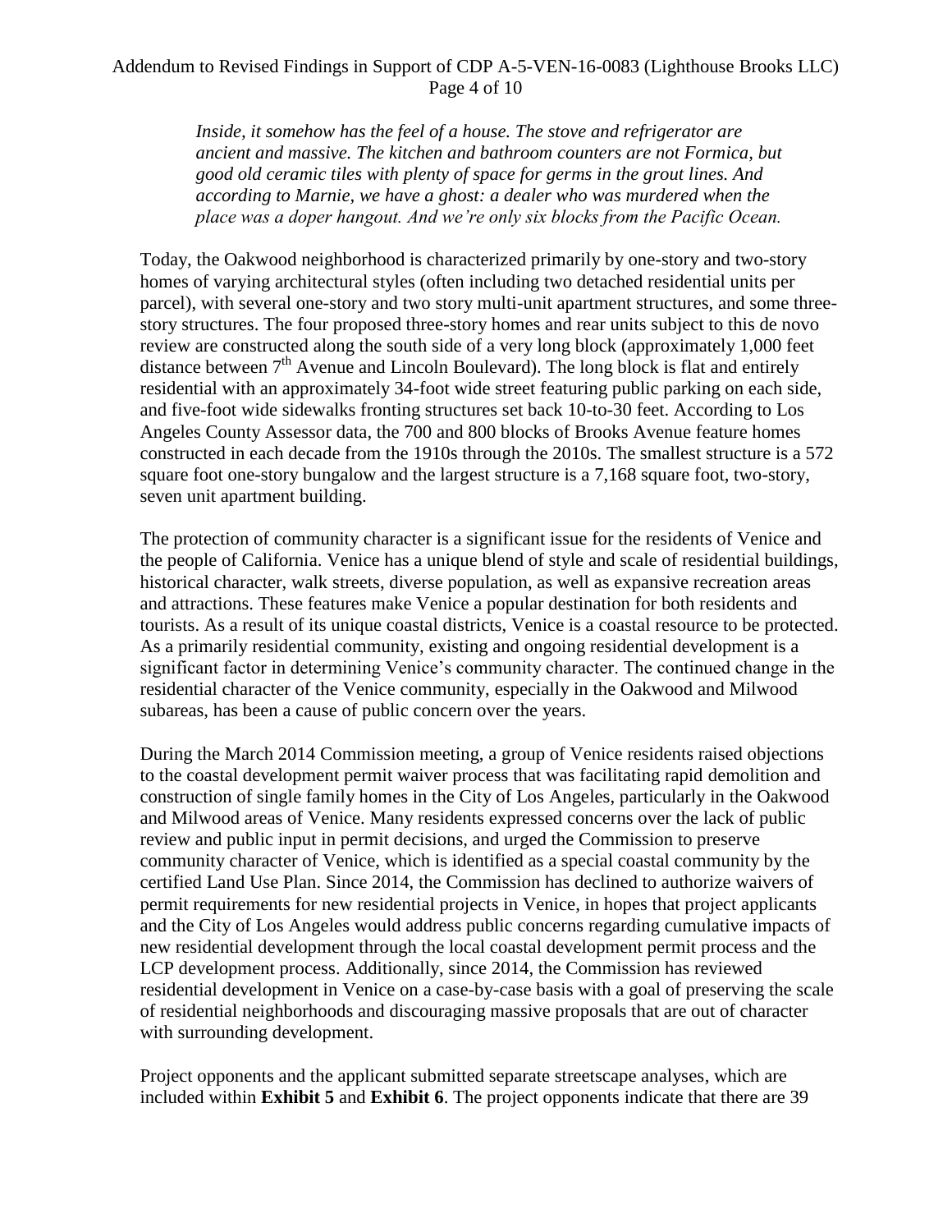*Inside, it somehow has the feel of a house. The stove and refrigerator are ancient and massive. The kitchen and bathroom counters are not Formica, but good old ceramic tiles with plenty of space for germs in the grout lines. And according to Marnie, we have a ghost: a dealer who was murdered when the place was a doper hangout. And we're only six blocks from the Pacific Ocean.*

Today, the Oakwood neighborhood is characterized primarily by one-story and two-story homes of varying architectural styles (often including two detached residential units per parcel), with several one-story and two story multi-unit apartment structures, and some three-story structures. The four proposed three-story homes and rear units subject to this de novo review are constructed along the south side of a very long block (approximately 1,000 feet distance between 7th Avenue and Lincoln Boulevard). The long block is flat and entirely residential with an approximately 34-foot wide street featuring public parking on each side, and five-foot wide sidewalks fronting structures set back 10-to-30 feet. According to Los Angeles County Assessor data, the 700 and 800 blocks of Brooks Avenue feature homes constructed in each decade from the 1910s through the 2010s. The smallest structure is a 572 square foot one-story bungalow and the largest structure is a 7,168 square foot, two-story, seven unit apartment building.

The protection of community character is a significant issue for the residents of Venice and the people of California. Venice has a unique blend of style and scale of residential buildings, historical character, walk streets, diverse population, as well as expansive recreation areas and attractions. These features make Venice a popular destination for both residents and tourists. As a result of its unique coastal districts, Venice is a coastal resource to be protected. As a primarily residential community, existing and ongoing residential development is a significant factor in determining Venice's community character. The continued change in the residential character of the Venice community, especially in the Oakwood and Milwood subareas, has been a cause of public concern over the years.

During the March 2014 Commission meeting, a group of Venice residents raised objections to the coastal development permit waiver process that was facilitating rapid demolition and construction of single family homes in the City of Los Angeles, particularly in the Oakwood and Milwood areas of Venice. Many residents expressed concerns over the lack of public review and public input in permit decisions, and urged the Commission to preserve community character of Venice, which is identified as a special coastal community by the certified Land Use Plan. Since 2014, the Commission has declined to authorize waivers of permit requirements for new residential projects in Venice, in hopes that project applicants and the City of Los Angeles would address public concerns regarding cumulative impacts of new residential development through the local coastal development permit process and the LCP development process. Additionally, since 2014, the Commission has reviewed residential development in Venice on a case-by-case basis with a goal of preserving the scale of residential neighborhoods and discouraging massive proposals that are out of character with surrounding development.

Project opponents and the applicant submitted separate streetscape analyses, which are included within **Exhibit 5** and **Exhibit 6**. The project opponents indicate that there are 39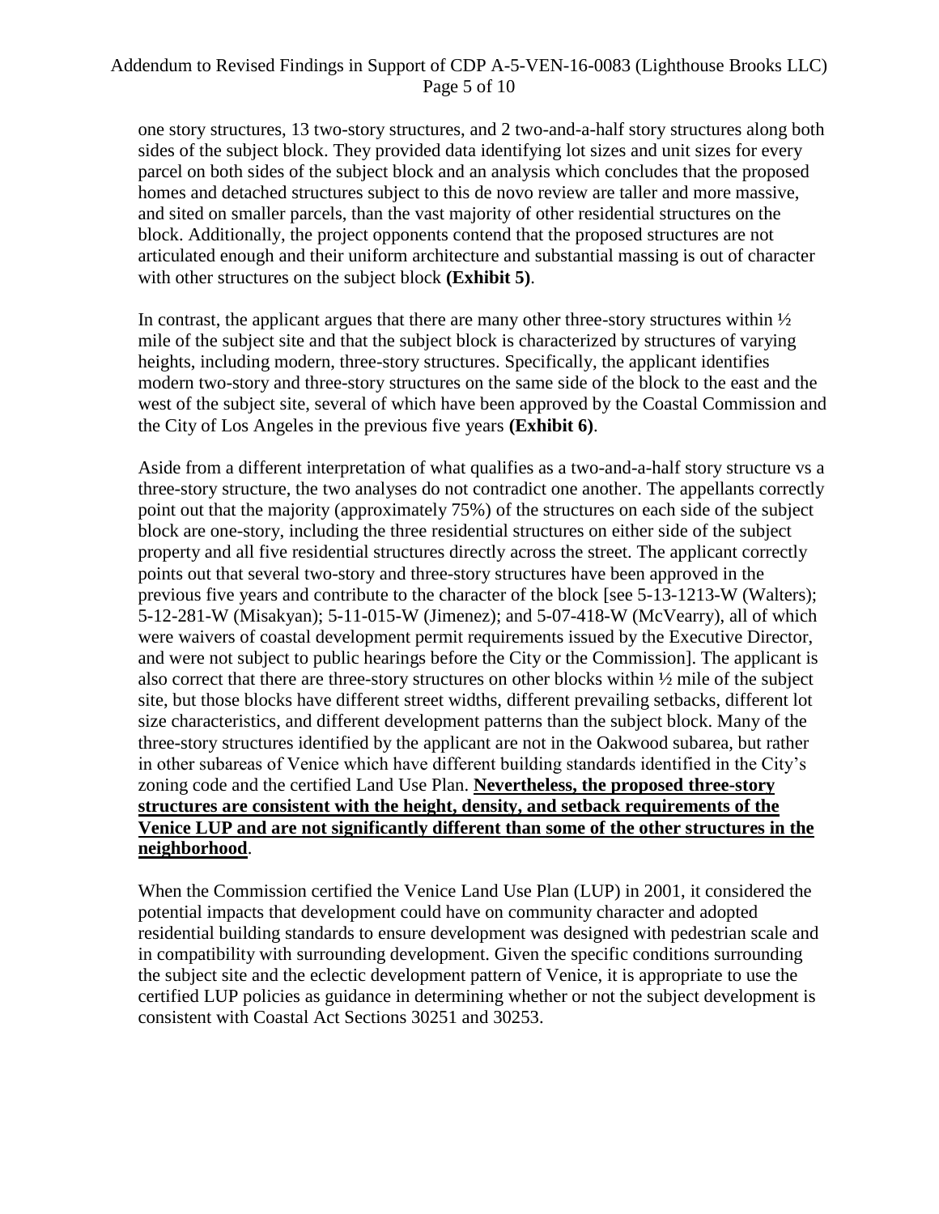one story structures, 13 two-story structures, and 2 two-and-a-half story structures along both sides of the subject block. They provided data identifying lot sizes and unit sizes for every parcel on both sides of the subject block and an analysis which concludes that the proposed homes and detached structures subject to this de novo review are taller and more massive, and sited on smaller parcels, than the vast majority of other residential structures on the block. Additionally, the project opponents contend that the proposed structures are not articulated enough and their uniform architecture and substantial massing is out of character with other structures on the subject block **(Exhibit 5)**.

In contrast, the applicant argues that there are many other three-story structures within ½ mile of the subject site and that the subject block is characterized by structures of varying heights, including modern, three-story structures. Specifically, the applicant identifies modern two-story and three-story structures on the same side of the block to the east and the west of the subject site, several of which have been approved by the Coastal Commission and the City of Los Angeles in the previous five years **(Exhibit 6)**.

Aside from a different interpretation of what qualifies as a two-and-a-half story structure vs a three-story structure, the two analyses do not contradict one another. The appellants correctly point out that the majority (approximately 75%) of the structures on each side of the subject block are one-story, including the three residential structures on either side of the subject property and all five residential structures directly across the street. The applicant correctly points out that several two-story and three-story structures have been approved in the previous five years and contribute to the character of the block [see 5-13-1213-W (Walters); 5-12-281-W (Misakyan); 5-11-015-W (Jimenez); and 5-07-418-W (McVearry), all of which were waivers of coastal development permit requirements issued by the Executive Director, and were not subject to public hearings before the City or the Commission]. The applicant is also correct that there are three-story structures on other blocks within ½ mile of the subject site, but those blocks have different street widths, different prevailing setbacks, different lot size characteristics, and different development patterns than the subject block. Many of the three-story structures identified by the applicant are not in the Oakwood subarea, but rather in other subareas of Venice which have different building standards identified in the City's zoning code and the certified Land Use Plan. **Nevertheless, the proposed three-story structures are consistent with the height, density, and setback requirements of the Venice LUP and are not significantly different than some of the other structures in the neighborhood**.

When the Commission certified the Venice Land Use Plan (LUP) in 2001, it considered the potential impacts that development could have on community character and adopted residential building standards to ensure development was designed with pedestrian scale and in compatibility with surrounding development. Given the specific conditions surrounding the subject site and the eclectic development pattern of Venice, it is appropriate to use the certified LUP policies as guidance in determining whether or not the subject development is consistent with Coastal Act Sections 30251 and 30253.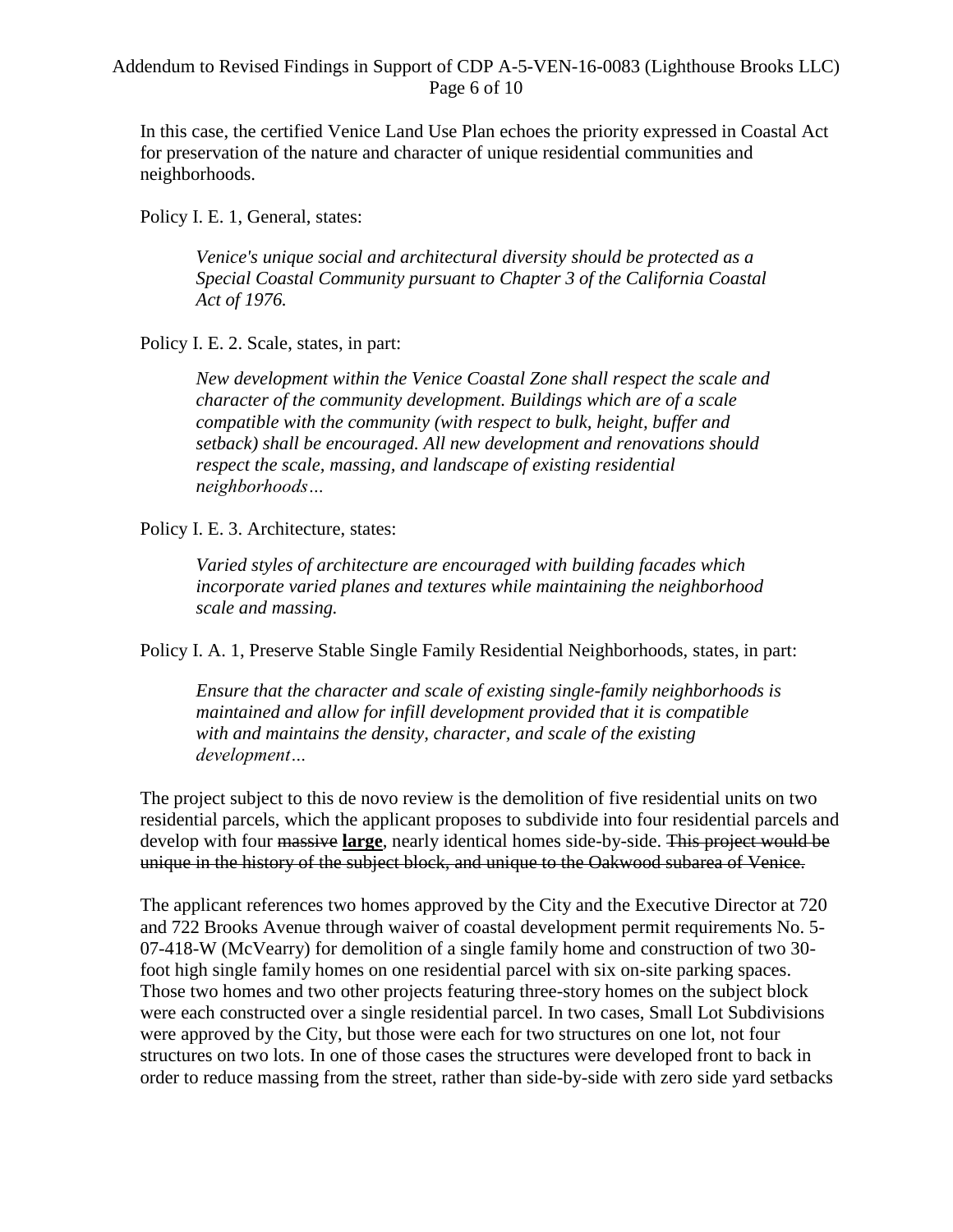In this case, the certified Venice Land Use Plan echoes the priority expressed in Coastal Act for preservation of the nature and character of unique residential communities and neighborhoods.

Policy I. E. 1, General, states:

> *Venice's unique social and architectural diversity should be protected as a Special Coastal Community pursuant to Chapter 3 of the California Coastal Act of 1976.*

Policy I. E. 2. Scale, states, in part:

> *New development within the Venice Coastal Zone shall respect the scale and character of the community development. Buildings which are of a scale compatible with the community (with respect to bulk, height, buffer and setback) shall be encouraged. All new development and renovations should respect the scale, massing, and landscape of existing residential neighborhoods…*

Policy I. E. 3. Architecture, states:

> *Varied styles of architecture are encouraged with building facades which incorporate varied planes and textures while maintaining the neighborhood scale and massing.*

Policy I. A. 1, Preserve Stable Single Family Residential Neighborhoods, states, in part:

> *Ensure that the character and scale of existing single-family neighborhoods is maintained and allow for infill development provided that it is compatible with and maintains the density, character, and scale of the existing development…*

The project subject to this de novo review is the demolition of five residential units on two residential parcels, which the applicant proposes to subdivide into four residential parcels and develop with four ~~massive~~ **large**, nearly identical homes side-by-side. ~~This project would be unique in the history of the subject block, and unique to the Oakwood subarea of Venice.~~

The applicant references two homes approved by the City and the Executive Director at 720 and 722 Brooks Avenue through waiver of coastal development permit requirements No. 5-07-418-W (McVearry) for demolition of a single family home and construction of two 30-foot high single family homes on one residential parcel with six on-site parking spaces. Those two homes and two other projects featuring three-story homes on the subject block were each constructed over a single residential parcel. In two cases, Small Lot Subdivisions were approved by the City, but those were each for two structures on one lot, not four structures on two lots. In one of those cases the structures were developed front to back in order to reduce massing from the street, rather than side-by-side with zero side yard setbacks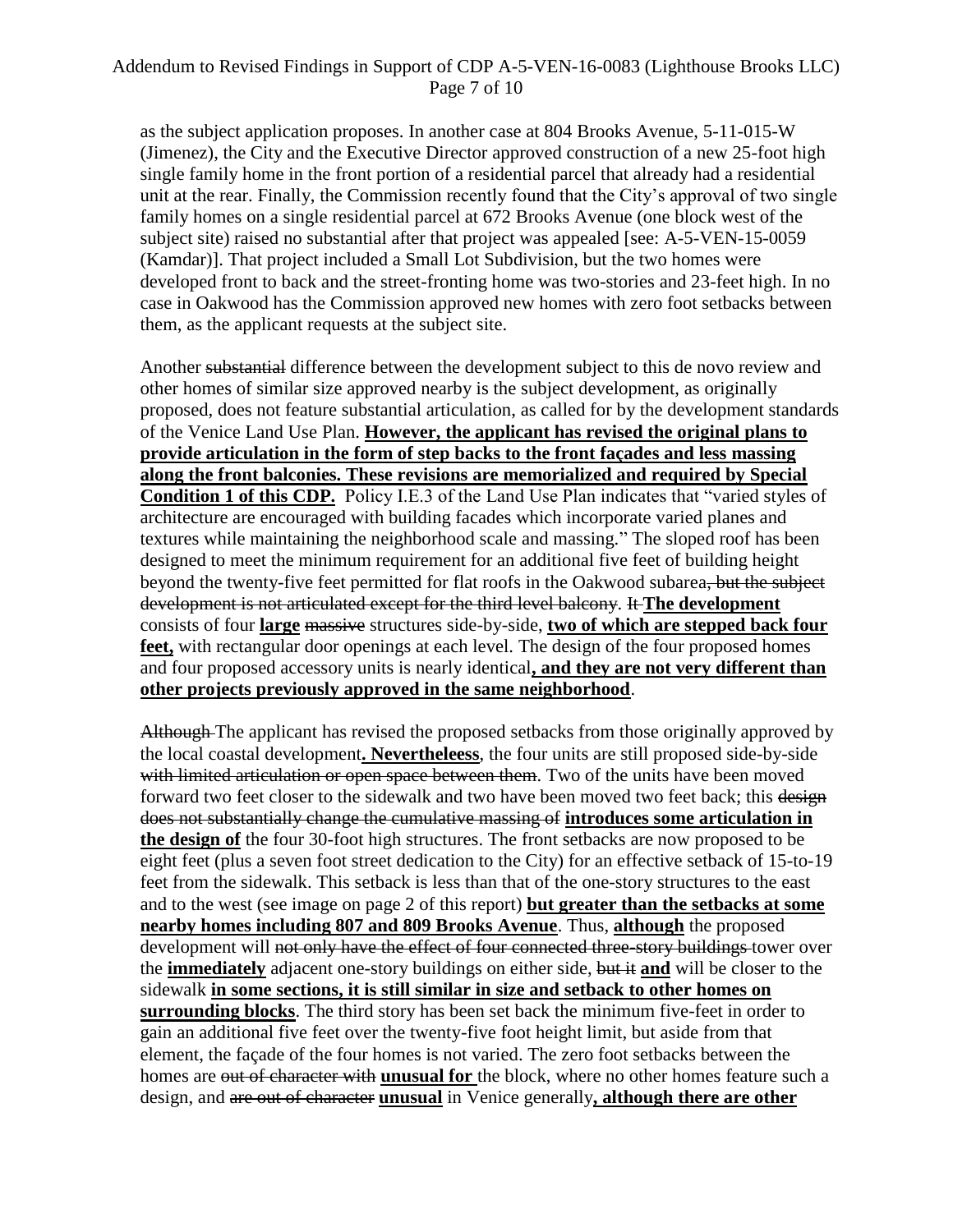as the subject application proposes. In another case at 804 Brooks Avenue, 5-11-015-W (Jimenez), the City and the Executive Director approved construction of a new 25-foot high single family home in the front portion of a residential parcel that already had a residential unit at the rear. Finally, the Commission recently found that the City's approval of two single family homes on a single residential parcel at 672 Brooks Avenue (one block west of the subject site) raised no substantial after that project was appealed [see: A-5-VEN-15-0059 (Kamdar)]. That project included a Small Lot Subdivision, but the two homes were developed front to back and the street-fronting home was two-stories and 23-feet high. In no case in Oakwood has the Commission approved new homes with zero foot setbacks between them, as the applicant requests at the subject site.

Another ~~substantial~~ difference between the development subject to this de novo review and other homes of similar size approved nearby is the subject development, as originally proposed, does not feature substantial articulation, as called for by the development standards of the Venice Land Use Plan. **However, the applicant has revised the original plans to provide articulation in the form of step backs to the front façades and less massing along the front balconies. These revisions are memorialized and required by Special Condition 1 of this CDP.** Policy I.E.3 of the Land Use Plan indicates that "varied styles of architecture are encouraged with building facades which incorporate varied planes and textures while maintaining the neighborhood scale and massing." The sloped roof has been designed to meet the minimum requirement for an additional five feet of building height beyond the twenty-five feet permitted for flat roofs in the Oakwood subarea~~, but the subject development is not articulated except for the third level balcony~~. ~~It~~ **The development** consists of four **large** ~~massive~~ structures side-by-side, **two of which are stepped back four feet,** with rectangular door openings at each level. The design of the four proposed homes and four proposed accessory units is nearly identical**, and they are not very different than other projects previously approved in the same neighborhood**.

~~Although~~ The applicant has revised the proposed setbacks from those originally approved by the local coastal development**. Nevertheleess**, the four units are still proposed side-by-side ~~with limited articulation or open space between them~~. Two of the units have been moved forward two feet closer to the sidewalk and two have been moved two feet back; this ~~design does not substantially change the cumulative massing of~~ **introduces some articulation in the design of** the four 30-foot high structures. The front setbacks are now proposed to be eight feet (plus a seven foot street dedication to the City) for an effective setback of 15-to-19 feet from the sidewalk. This setback is less than that of the one-story structures to the east and to the west (see image on page 2 of this report) **but greater than the setbacks at some nearby homes including 807 and 809 Brooks Avenue**. Thus, **although** the proposed development will ~~not only have the effect of four connected three-story buildings~~ tower over the **immediately** adjacent one-story buildings on either side, ~~but it~~ **and** will be closer to the sidewalk **in some sections, it is still similar in size and setback to other homes on surrounding blocks**. The third story has been set back the minimum five-feet in order to gain an additional five feet over the twenty-five foot height limit, but aside from that element, the façade of the four homes is not varied. The zero foot setbacks between the homes are ~~out of character with~~ **unusual for** the block, where no other homes feature such a design, and ~~are out of character~~ **unusual** in Venice generally**, although there are other**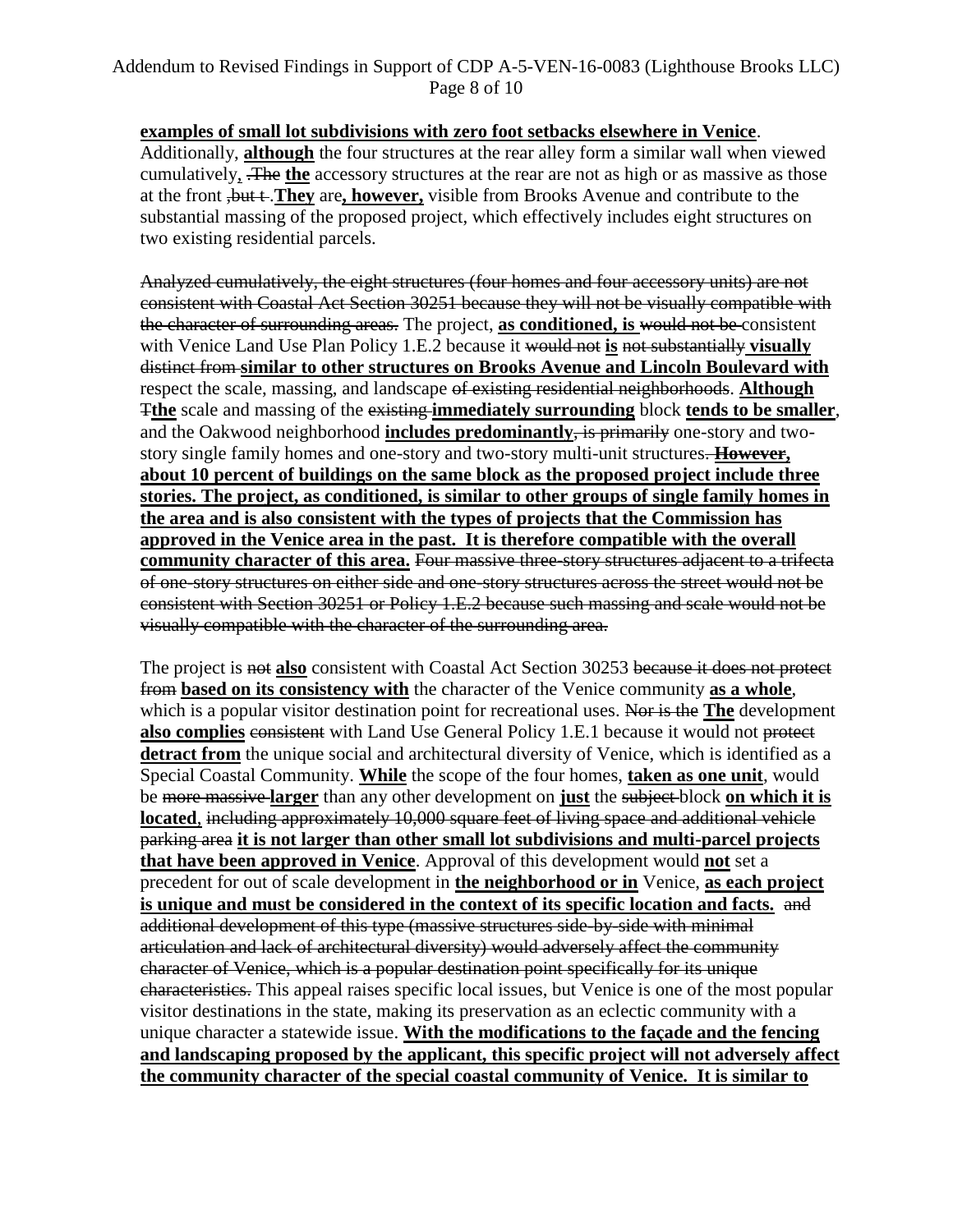**examples of small lot subdivisions with zero foot setbacks elsewhere in Venice**. Additionally, **although** the four structures at the rear alley form a similar wall when viewed cumulatively, ~~. The~~ **the** accessory structures at the rear are not as high or as massive as those at the front ~~, but t~~. **They** are**, however,** visible from Brooks Avenue and contribute to the substantial massing of the proposed project, which effectively includes eight structures on two existing residential parcels.

~~Analyzed cumulatively, the eight structures (four homes and four accessory units) are not consistent with Coastal Act Section 30251 because they will not be visually compatible with the character of surrounding areas.~~ The project, **as conditioned, is** ~~would not be~~ consistent with Venice Land Use Plan Policy 1.E.2 because it ~~would not~~ **is** ~~not substantially~~ **visually** ~~distinct from~~ **similar to other structures on Brooks Avenue and Lincoln Boulevard with** respect the scale, massing, and landscape ~~of existing residential neighborhoods~~. **Although** ~~T~~**the** scale and massing of the ~~existing~~ **immediately surrounding** block **tends to be smaller**, and the Oakwood neighborhood **includes predominantly**~~, is primarily~~ one-story and two-story single family homes and one-story and two-story multi-unit structures~~.~~ **However, about 10 percent of buildings on the same block as the proposed project include three stories. The project, as conditioned, is similar to other groups of single family homes in the area and is also consistent with the types of projects that the Commission has approved in the Venice area in the past. It is therefore compatible with the overall community character of this area.** ~~Four massive three-story structures adjacent to a trifecta of one-story structures on either side and one-story structures across the street would not be consistent with Section 30251 or Policy 1.E.2 because such massing and scale would not be visually compatible with the character of the surrounding area.~~

The project is ~~not~~ **also** consistent with Coastal Act Section 30253 ~~because it does not protect from~~ **based on its consistency with** the character of the Venice community **as a whole**, which is a popular visitor destination point for recreational uses. ~~Nor is the~~ **The** development **also complies** ~~consistent~~ with Land Use General Policy 1.E.1 because it would not ~~protect~~ **detract from** the unique social and architectural diversity of Venice, which is identified as a Special Coastal Community. **While** the scope of the four homes, **taken as one unit**, would be ~~more massive~~ **larger** than any other development on **just** the ~~subject~~ block **on which it is located**, ~~including approximately 10,000 square feet of living space and additional vehicle parking area~~ **it is not larger than other small lot subdivisions and multi-parcel projects that have been approved in Venice**. Approval of this development would **not** set a precedent for out of scale development in **the neighborhood or in** Venice, **as each project is unique and must be considered in the context of its specific location and facts.** ~~and additional development of this type (massive structures side-by-side with minimal articulation and lack of architectural diversity) would adversely affect the community character of Venice, which is a popular destination point specifically for its unique characteristics.~~ This appeal raises specific local issues, but Venice is one of the most popular visitor destinations in the state, making its preservation as an eclectic community with a unique character a statewide issue. **With the modifications to the façade and the fencing and landscaping proposed by the applicant, this specific project will not adversely affect the community character of the special coastal community of Venice. It is similar to**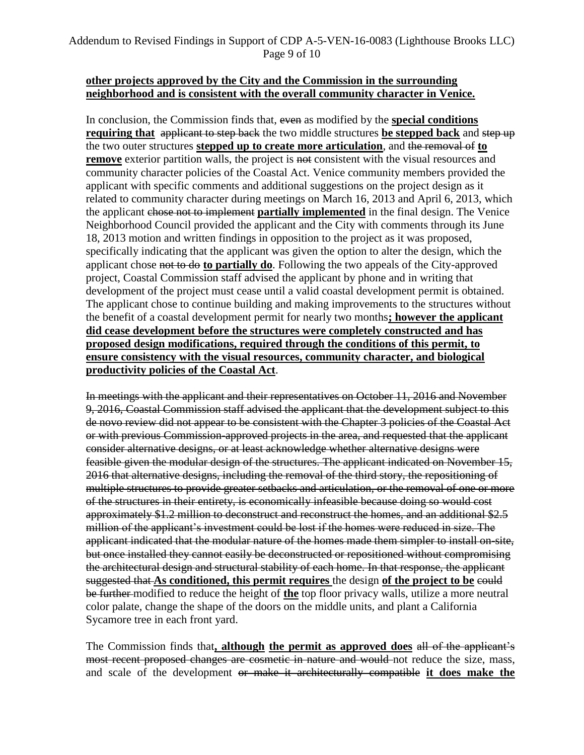**other projects approved by the City and the Commission in the surrounding neighborhood and is consistent with the overall community character in Venice.**

In conclusion, the Commission finds that, ~~even~~ as modified by the **special conditions requiring that** ~~applicant to step back~~ the two middle structures **be stepped back** and ~~step up~~ the two outer structures **stepped up to create more articulation**, and ~~the removal of~~ **to remove** exterior partition walls, the project is ~~not~~ consistent with the visual resources and community character policies of the Coastal Act. Venice community members provided the applicant with specific comments and additional suggestions on the project design as it related to community character during meetings on March 16, 2013 and April 6, 2013, which the applicant ~~chose not to implement~~ **partially implemented** in the final design. The Venice Neighborhood Council provided the applicant and the City with comments through its June 18, 2013 motion and written findings in opposition to the project as it was proposed, specifically indicating that the applicant was given the option to alter the design, which the applicant chose ~~not to do~~ **to partially do**. Following the two appeals of the City-approved project, Coastal Commission staff advised the applicant by phone and in writing that development of the project must cease until a valid coastal development permit is obtained. The applicant chose to continue building and making improvements to the structures without the benefit of a coastal development permit for nearly two months**; however the applicant did cease development before the structures were completely constructed and has proposed design modifications, required through the conditions of this permit, to ensure consistency with the visual resources, community character, and biological productivity policies of the Coastal Act**.

~~In meetings with the applicant and their representatives on October 11, 2016 and November 9, 2016, Coastal Commission staff advised the applicant that the development subject to this de novo review did not appear to be consistent with the Chapter 3 policies of the Coastal Act or with previous Commission-approved projects in the area, and requested that the applicant consider alternative designs, or at least acknowledge whether alternative designs were feasible given the modular design of the structures. The applicant indicated on November 15, 2016 that alternative designs, including the removal of the third story, the repositioning of multiple structures to provide greater setbacks and articulation, or the removal of one or more of the structures in their entirety, is economically infeasible because doing so would cost approximately $1.2 million to deconstruct and reconstruct the homes, and an additional $2.5 million of the applicant's investment could be lost if the homes were reduced in size. The applicant indicated that the modular nature of the homes made them simpler to install on-site, but once installed they cannot easily be deconstructed or repositioned without compromising the architectural design and structural stability of each home. In that response, the applicant suggested that~~ **As conditioned, this permit requires** the design **of the project to be** ~~could be further~~ modified to reduce the height of **the** top floor privacy walls, utilize a more neutral color palate, change the shape of the doors on the middle units, and plant a California Sycamore tree in each front yard.

The Commission finds that**, although** **the permit as approved does** ~~all of the applicant's most recent proposed changes are cosmetic in nature and would~~ not reduce the size, mass, and scale of the development ~~or make it architecturally compatible~~ **it does make the**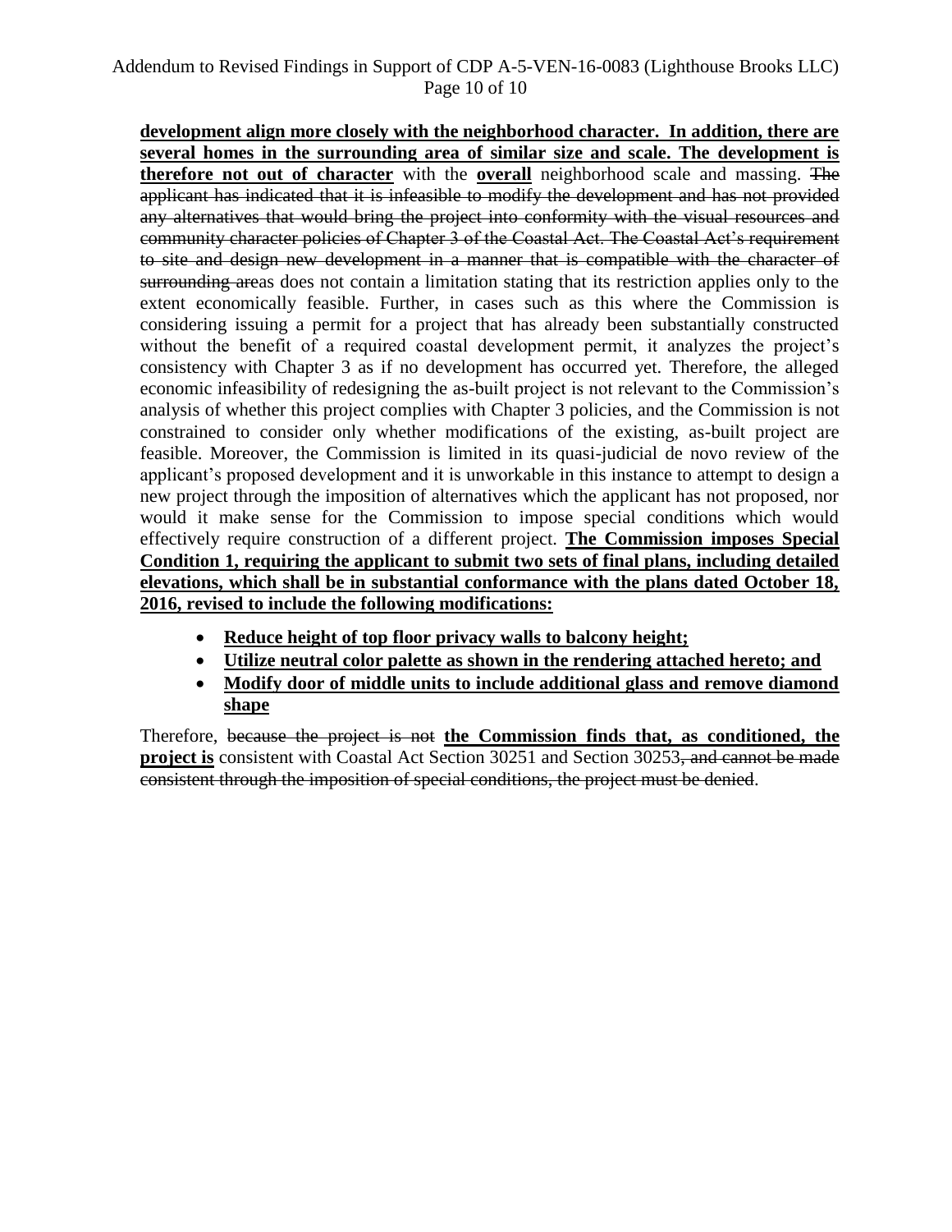**development align more closely with the neighborhood character. In addition, there are several homes in the surrounding area of similar size and scale. The development is therefore not out of character** with the **overall** neighborhood scale and massing. ~~The applicant has indicated that it is infeasible to modify the development and has not provided any alternatives that would bring the project into conformity with the visual resources and community character policies of Chapter 3 of the Coastal Act. The Coastal Act's requirement to site and design new development in a manner that is compatible with the character of surrounding are~~as does not contain a limitation stating that its restriction applies only to the extent economically feasible. Further, in cases such as this where the Commission is considering issuing a permit for a project that has already been substantially constructed without the benefit of a required coastal development permit, it analyzes the project's consistency with Chapter 3 as if no development has occurred yet. Therefore, the alleged economic infeasibility of redesigning the as-built project is not relevant to the Commission's analysis of whether this project complies with Chapter 3 policies, and the Commission is not constrained to consider only whether modifications of the existing, as-built project are feasible. Moreover, the Commission is limited in its quasi-judicial de novo review of the applicant's proposed development and it is unworkable in this instance to attempt to design a new project through the imposition of alternatives which the applicant has not proposed, nor would it make sense for the Commission to impose special conditions which would effectively require construction of a different project. **The Commission imposes Special Condition 1, requiring the applicant to submit two sets of final plans, including detailed elevations, which shall be in substantial conformance with the plans dated October 18, 2016, revised to include the following modifications:**

- **Reduce height of top floor privacy walls to balcony height;**
- **Utilize neutral color palette as shown in the rendering attached hereto; and**
- **Modify door of middle units to include additional glass and remove diamond shape**

Therefore, ~~because the project is not~~ **the Commission finds that, as conditioned, the project is** consistent with Coastal Act Section 30251 and Section 30253~~, and cannot be made consistent through the imposition of special conditions, the project must be denied~~.